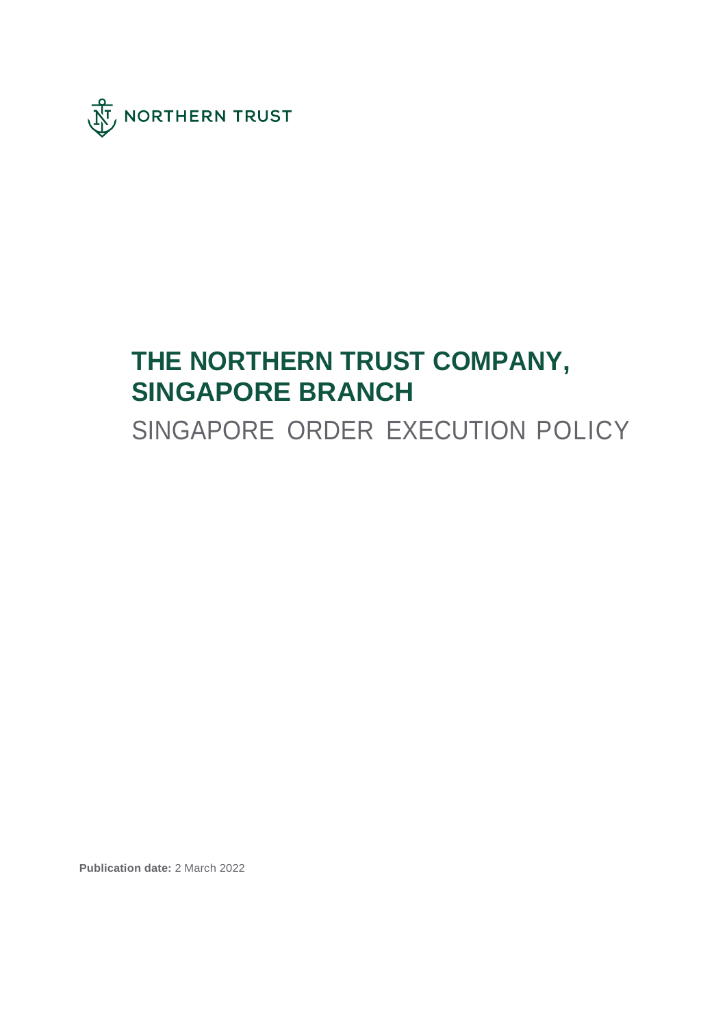NORTHERN TRUST

# THE NORTHERN TRUST COMPANY, SINGAPORE BRANCH

## SINGAPORE ORDER EXECUTION POLICY

**Publication date:** 2 March 2022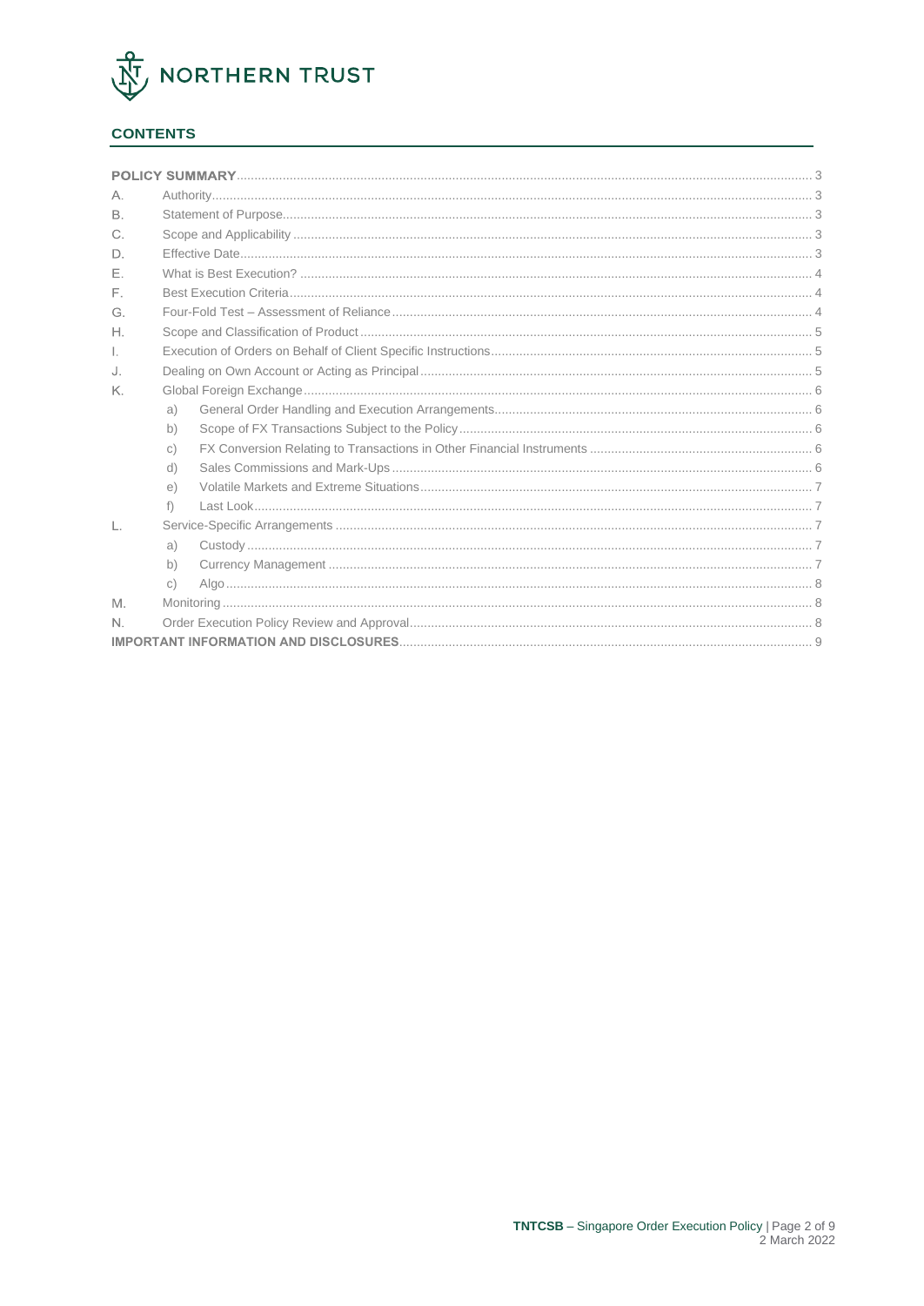## CONTENTS

| | | |
|---|---|---|
| **POLICY SUMMARY** | | 3 |
| A. | Authority | 3 |
| B. | Statement of Purpose | 3 |
| C. | Scope and Applicability | 3 |
| D. | Effective Date | 3 |
| E. | What is Best Execution? | 4 |
| F. | Best Execution Criteria | 4 |
| G. | Four-Fold Test – Assessment of Reliance | 4 |
| H. | Scope and Classification of Product | 5 |
| I. | Execution of Orders on Behalf of Client Specific Instructions | 5 |
| J. | Dealing on Own Account or Acting as Principal | 5 |
| K. | Global Foreign Exchange | 6 |
| | a) General Order Handling and Execution Arrangements | 6 |
| | b) Scope of FX Transactions Subject to the Policy | 6 |
| | c) FX Conversion Relating to Transactions in Other Financial Instruments | 6 |
| | d) Sales Commissions and Mark-Ups | 6 |
| | e) Volatile Markets and Extreme Situations | 7 |
| | f) Last Look | 7 |
| L. | Service-Specific Arrangements | 7 |
| | a) Custody | 7 |
| | b) Currency Management | 7 |
| | c) Algo | 8 |
| M. | Monitoring | 8 |
| N. | Order Execution Policy Review and Approval | 8 |
| **IMPORTANT INFORMATION AND DISCLOSURES** | | 9 |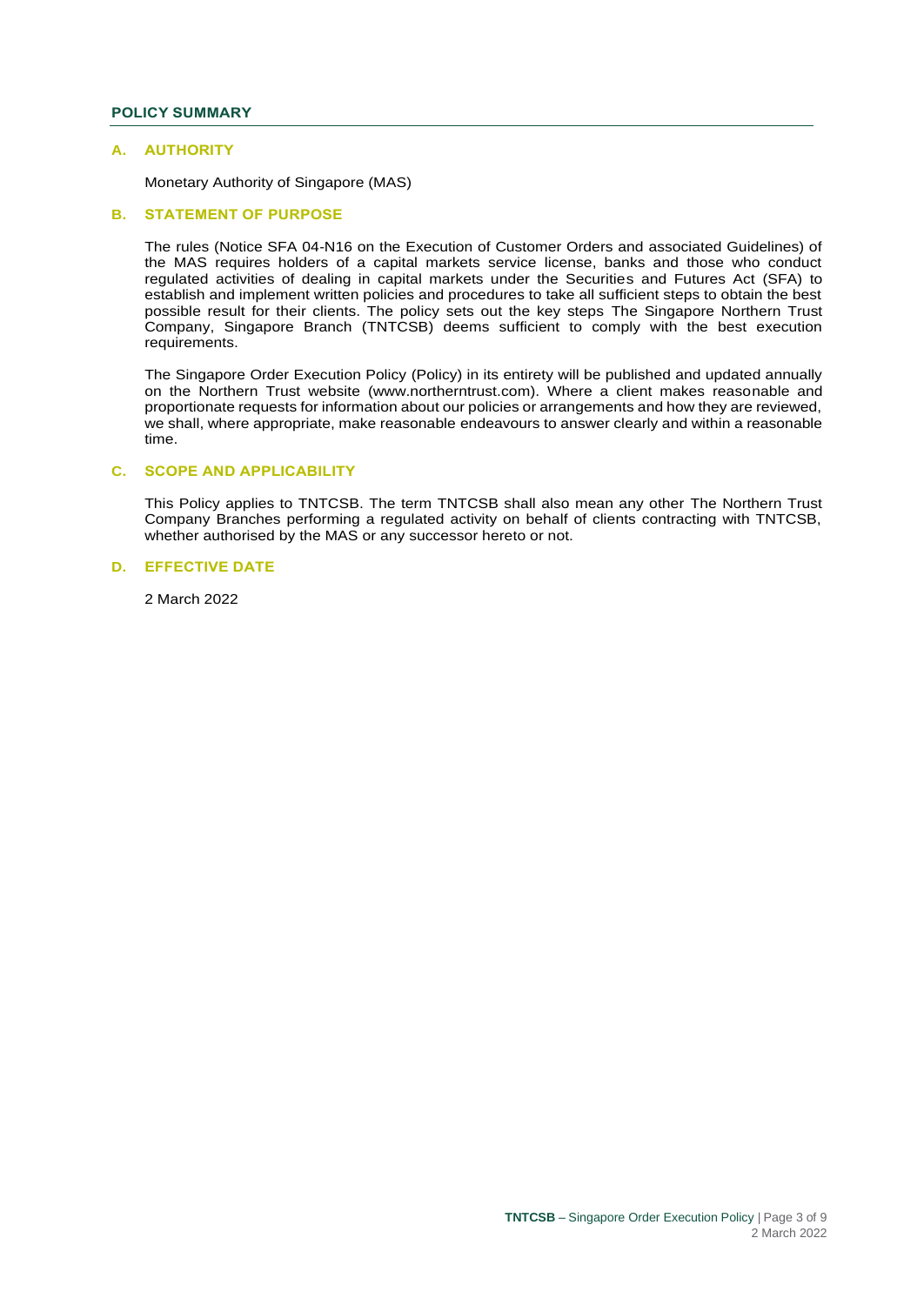## POLICY SUMMARY

### A. AUTHORITY

Monetary Authority of Singapore (MAS)

### B. STATEMENT OF PURPOSE

The rules (Notice SFA 04-N16 on the Execution of Customer Orders and associated Guidelines) of the MAS requires holders of a capital markets service license, banks and those who conduct regulated activities of dealing in capital markets under the Securities and Futures Act (SFA) to establish and implement written policies and procedures to take all sufficient steps to obtain the best possible result for their clients. The policy sets out the key steps The Singapore Northern Trust Company, Singapore Branch (TNTCSB) deems sufficient to comply with the best execution requirements.

The Singapore Order Execution Policy (Policy) in its entirety will be published and updated annually on the Northern Trust website (www.northerntrust.com). Where a client makes reasonable and proportionate requests for information about our policies or arrangements and how they are reviewed, we shall, where appropriate, make reasonable endeavours to answer clearly and within a reasonable time.

### C. SCOPE AND APPLICABILITY

This Policy applies to TNTCSB. The term TNTCSB shall also mean any other The Northern Trust Company Branches performing a regulated activity on behalf of clients contracting with TNTCSB, whether authorised by the MAS or any successor hereto or not.

### D. EFFECTIVE DATE

2 March 2022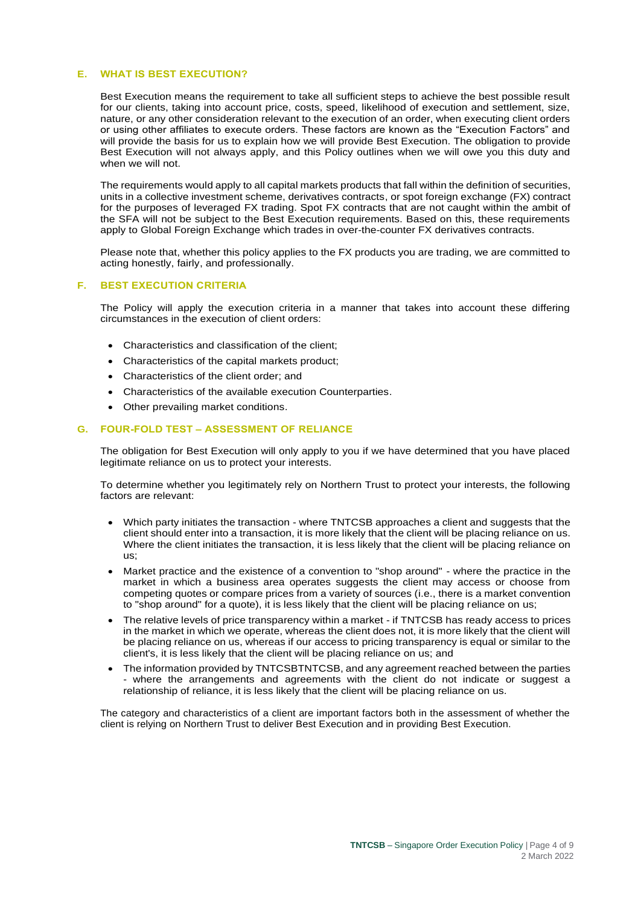## E. WHAT IS BEST EXECUTION?

Best Execution means the requirement to take all sufficient steps to achieve the best possible result for our clients, taking into account price, costs, speed, likelihood of execution and settlement, size, nature, or any other consideration relevant to the execution of an order, when executing client orders or using other affiliates to execute orders. These factors are known as the "Execution Factors" and will provide the basis for us to explain how we will provide Best Execution. The obligation to provide Best Execution will not always apply, and this Policy outlines when we will owe you this duty and when we will not.

The requirements would apply to all capital markets products that fall within the definition of securities, units in a collective investment scheme, derivatives contracts, or spot foreign exchange (FX) contract for the purposes of leveraged FX trading. Spot FX contracts that are not caught within the ambit of the SFA will not be subject to the Best Execution requirements. Based on this, these requirements apply to Global Foreign Exchange which trades in over-the-counter FX derivatives contracts.

Please note that, whether this policy applies to the FX products you are trading, we are committed to acting honestly, fairly, and professionally.

## F. BEST EXECUTION CRITERIA

The Policy will apply the execution criteria in a manner that takes into account these differing circumstances in the execution of client orders:

- Characteristics and classification of the client;
- Characteristics of the capital markets product;
- Characteristics of the client order; and
- Characteristics of the available execution Counterparties.
- Other prevailing market conditions.

## G. FOUR-FOLD TEST – ASSESSMENT OF RELIANCE

The obligation for Best Execution will only apply to you if we have determined that you have placed legitimate reliance on us to protect your interests.

To determine whether you legitimately rely on Northern Trust to protect your interests, the following factors are relevant:

- Which party initiates the transaction - where TNTCSB approaches a client and suggests that the client should enter into a transaction, it is more likely that the client will be placing reliance on us. Where the client initiates the transaction, it is less likely that the client will be placing reliance on us;
- Market practice and the existence of a convention to "shop around" - where the practice in the market in which a business area operates suggests the client may access or choose from competing quotes or compare prices from a variety of sources (i.e., there is a market convention to "shop around" for a quote), it is less likely that the client will be placing reliance on us;
- The relative levels of price transparency within a market - if TNTCSB has ready access to prices in the market in which we operate, whereas the client does not, it is more likely that the client will be placing reliance on us, whereas if our access to pricing transparency is equal or similar to the client's, it is less likely that the client will be placing reliance on us; and
- The information provided by TNTCSBTNTCSB, and any agreement reached between the parties - where the arrangements and agreements with the client do not indicate or suggest a relationship of reliance, it is less likely that the client will be placing reliance on us.

The category and characteristics of a client are important factors both in the assessment of whether the client is relying on Northern Trust to deliver Best Execution and in providing Best Execution.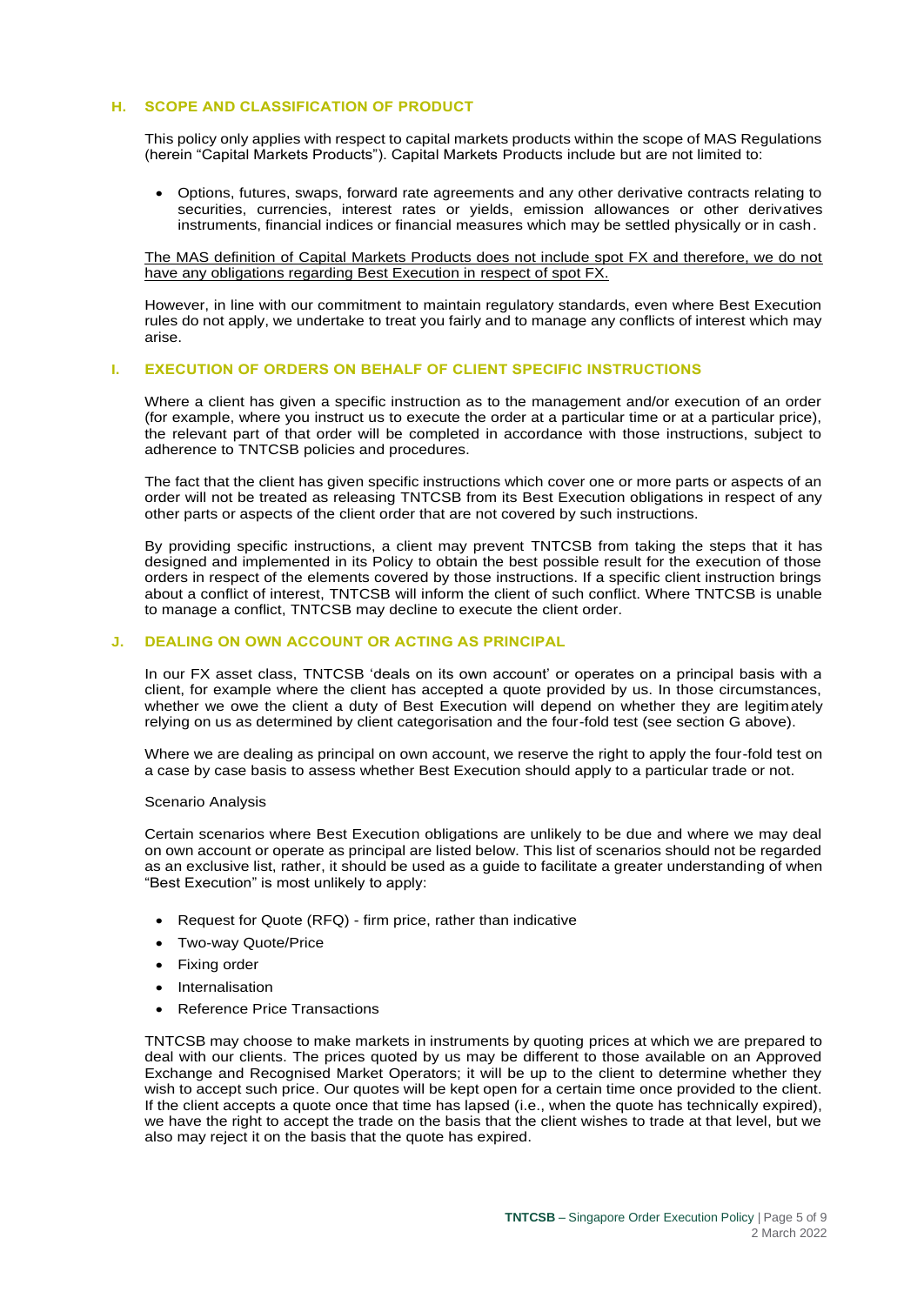## H. SCOPE AND CLASSIFICATION OF PRODUCT

This policy only applies with respect to capital markets products within the scope of MAS Regulations (herein "Capital Markets Products"). Capital Markets Products include but are not limited to:

- Options, futures, swaps, forward rate agreements and any other derivative contracts relating to securities, currencies, interest rates or yields, emission allowances or other derivatives instruments, financial indices or financial measures which may be settled physically or in cash.

<u>The MAS definition of Capital Markets Products does not include spot FX and therefore, we do not have any obligations regarding Best Execution in respect of spot FX.</u>

However, in line with our commitment to maintain regulatory standards, even where Best Execution rules do not apply, we undertake to treat you fairly and to manage any conflicts of interest which may arise.

## I. EXECUTION OF ORDERS ON BEHALF OF CLIENT SPECIFIC INSTRUCTIONS

Where a client has given a specific instruction as to the management and/or execution of an order (for example, where you instruct us to execute the order at a particular time or at a particular price), the relevant part of that order will be completed in accordance with those instructions, subject to adherence to TNTCSB policies and procedures.

The fact that the client has given specific instructions which cover one or more parts or aspects of an order will not be treated as releasing TNTCSB from its Best Execution obligations in respect of any other parts or aspects of the client order that are not covered by such instructions.

By providing specific instructions, a client may prevent TNTCSB from taking the steps that it has designed and implemented in its Policy to obtain the best possible result for the execution of those orders in respect of the elements covered by those instructions. If a specific client instruction brings about a conflict of interest, TNTCSB will inform the client of such conflict. Where TNTCSB is unable to manage a conflict, TNTCSB may decline to execute the client order.

## J. DEALING ON OWN ACCOUNT OR ACTING AS PRINCIPAL

In our FX asset class, TNTCSB 'deals on its own account' or operates on a principal basis with a client, for example where the client has accepted a quote provided by us. In those circumstances, whether we owe the client a duty of Best Execution will depend on whether they are legitimately relying on us as determined by client categorisation and the four-fold test (see section G above).

Where we are dealing as principal on own account, we reserve the right to apply the four-fold test on a case by case basis to assess whether Best Execution should apply to a particular trade or not.

Scenario Analysis

Certain scenarios where Best Execution obligations are unlikely to be due and where we may deal on own account or operate as principal are listed below. This list of scenarios should not be regarded as an exclusive list, rather, it should be used as a guide to facilitate a greater understanding of when "Best Execution" is most unlikely to apply:

- Request for Quote (RFQ) - firm price, rather than indicative
- Two-way Quote/Price
- Fixing order
- Internalisation
- Reference Price Transactions

TNTCSB may choose to make markets in instruments by quoting prices at which we are prepared to deal with our clients. The prices quoted by us may be different to those available on an Approved Exchange and Recognised Market Operators; it will be up to the client to determine whether they wish to accept such price. Our quotes will be kept open for a certain time once provided to the client. If the client accepts a quote once that time has lapsed (i.e., when the quote has technically expired), we have the right to accept the trade on the basis that the client wishes to trade at that level, but we also may reject it on the basis that the quote has expired.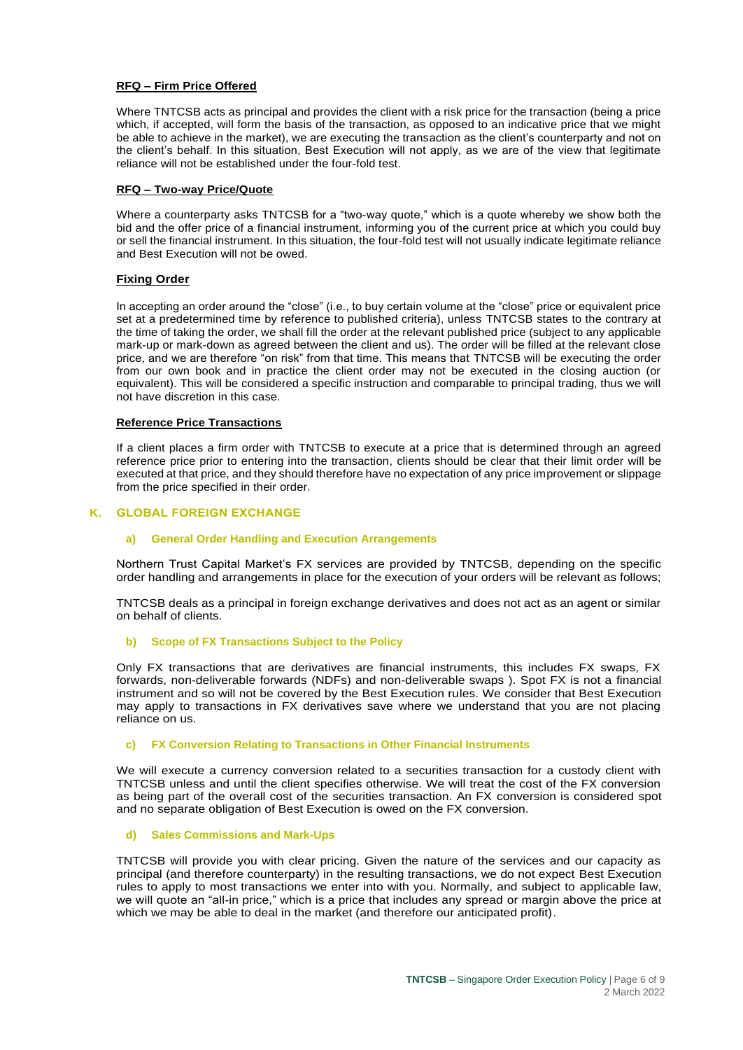**RFQ – Firm Price Offered**

Where TNTCSB acts as principal and provides the client with a risk price for the transaction (being a price which, if accepted, will form the basis of the transaction, as opposed to an indicative price that we might be able to achieve in the market), we are executing the transaction as the client's counterparty and not on the client's behalf. In this situation, Best Execution will not apply, as we are of the view that legitimate reliance will not be established under the four-fold test.

**RFQ – Two-way Price/Quote**

Where a counterparty asks TNTCSB for a "two-way quote," which is a quote whereby we show both the bid and the offer price of a financial instrument, informing you of the current price at which you could buy or sell the financial instrument. In this situation, the four-fold test will not usually indicate legitimate reliance and Best Execution will not be owed.

**Fixing Order**

In accepting an order around the "close" (i.e., to buy certain volume at the "close" price or equivalent price set at a predetermined time by reference to published criteria), unless TNTCSB states to the contrary at the time of taking the order, we shall fill the order at the relevant published price (subject to any applicable mark-up or mark-down as agreed between the client and us). The order will be filled at the relevant close price, and we are therefore "on risk" from that time. This means that TNTCSB will be executing the order from our own book and in practice the client order may not be executed in the closing auction (or equivalent). This will be considered a specific instruction and comparable to principal trading, thus we will not have discretion in this case.

**Reference Price Transactions**

If a client places a firm order with TNTCSB to execute at a price that is determined through an agreed reference price prior to entering into the transaction, clients should be clear that their limit order will be executed at that price, and they should therefore have no expectation of any price improvement or slippage from the price specified in their order.

## K. GLOBAL FOREIGN EXCHANGE

### a) General Order Handling and Execution Arrangements

Northern Trust Capital Market's FX services are provided by TNTCSB, depending on the specific order handling and arrangements in place for the execution of your orders will be relevant as follows;

TNTCSB deals as a principal in foreign exchange derivatives and does not act as an agent or similar on behalf of clients.

### b) Scope of FX Transactions Subject to the Policy

Only FX transactions that are derivatives are financial instruments, this includes FX swaps, FX forwards, non-deliverable forwards (NDFs) and non-deliverable swaps ). Spot FX is not a financial instrument and so will not be covered by the Best Execution rules. We consider that Best Execution may apply to transactions in FX derivatives save where we understand that you are not placing reliance on us.

### c) FX Conversion Relating to Transactions in Other Financial Instruments

We will execute a currency conversion related to a securities transaction for a custody client with TNTCSB unless and until the client specifies otherwise. We will treat the cost of the FX conversion as being part of the overall cost of the securities transaction. An FX conversion is considered spot and no separate obligation of Best Execution is owed on the FX conversion.

### d) Sales Commissions and Mark-Ups

TNTCSB will provide you with clear pricing. Given the nature of the services and our capacity as principal (and therefore counterparty) in the resulting transactions, we do not expect Best Execution rules to apply to most transactions we enter into with you. Normally, and subject to applicable law, we will quote an "all-in price," which is a price that includes any spread or margin above the price at which we may be able to deal in the market (and therefore our anticipated profit).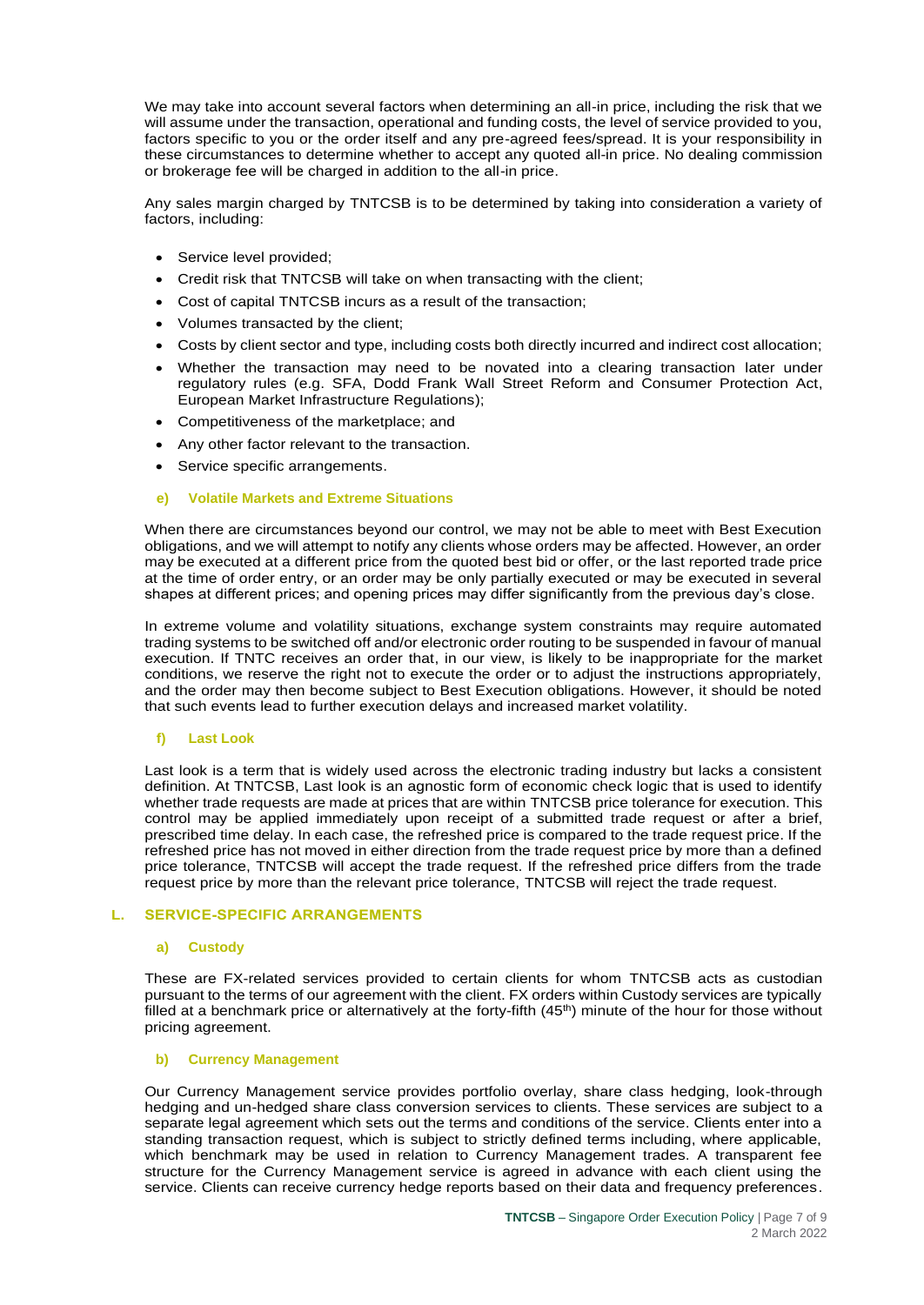We may take into account several factors when determining an all-in price, including the risk that we will assume under the transaction, operational and funding costs, the level of service provided to you, factors specific to you or the order itself and any pre-agreed fees/spread. It is your responsibility in these circumstances to determine whether to accept any quoted all-in price. No dealing commission or brokerage fee will be charged in addition to the all-in price.

Any sales margin charged by TNTCSB is to be determined by taking into consideration a variety of factors, including:

- Service level provided;
- Credit risk that TNTCSB will take on when transacting with the client;
- Cost of capital TNTCSB incurs as a result of the transaction;
- Volumes transacted by the client;
- Costs by client sector and type, including costs both directly incurred and indirect cost allocation;
- Whether the transaction may need to be novated into a clearing transaction later under regulatory rules (e.g. SFA, Dodd Frank Wall Street Reform and Consumer Protection Act, European Market Infrastructure Regulations);
- Competitiveness of the marketplace; and
- Any other factor relevant to the transaction.
- Service specific arrangements.

### e) Volatile Markets and Extreme Situations

When there are circumstances beyond our control, we may not be able to meet with Best Execution obligations, and we will attempt to notify any clients whose orders may be affected. However, an order may be executed at a different price from the quoted best bid or offer, or the last reported trade price at the time of order entry, or an order may be only partially executed or may be executed in several shapes at different prices; and opening prices may differ significantly from the previous day's close.

In extreme volume and volatility situations, exchange system constraints may require automated trading systems to be switched off and/or electronic order routing to be suspended in favour of manual execution. If TNTC receives an order that, in our view, is likely to be inappropriate for the market conditions, we reserve the right not to execute the order or to adjust the instructions appropriately, and the order may then become subject to Best Execution obligations. However, it should be noted that such events lead to further execution delays and increased market volatility.

### f) Last Look

Last look is a term that is widely used across the electronic trading industry but lacks a consistent definition. At TNTCSB, Last look is an agnostic form of economic check logic that is used to identify whether trade requests are made at prices that are within TNTCSB price tolerance for execution. This control may be applied immediately upon receipt of a submitted trade request or after a brief, prescribed time delay. In each case, the refreshed price is compared to the trade request price. If the refreshed price has not moved in either direction from the trade request price by more than a defined price tolerance, TNTCSB will accept the trade request. If the refreshed price differs from the trade request price by more than the relevant price tolerance, TNTCSB will reject the trade request.

## L. SERVICE-SPECIFIC ARRANGEMENTS

### a) Custody

These are FX-related services provided to certain clients for whom TNTCSB acts as custodian pursuant to the terms of our agreement with the client. FX orders within Custody services are typically filled at a benchmark price or alternatively at the forty-fifth (45th) minute of the hour for those without pricing agreement.

### b) Currency Management

Our Currency Management service provides portfolio overlay, share class hedging, look-through hedging and un-hedged share class conversion services to clients. These services are subject to a separate legal agreement which sets out the terms and conditions of the service. Clients enter into a standing transaction request, which is subject to strictly defined terms including, where applicable, which benchmark may be used in relation to Currency Management trades. A transparent fee structure for the Currency Management service is agreed in advance with each client using the service. Clients can receive currency hedge reports based on their data and frequency preferences.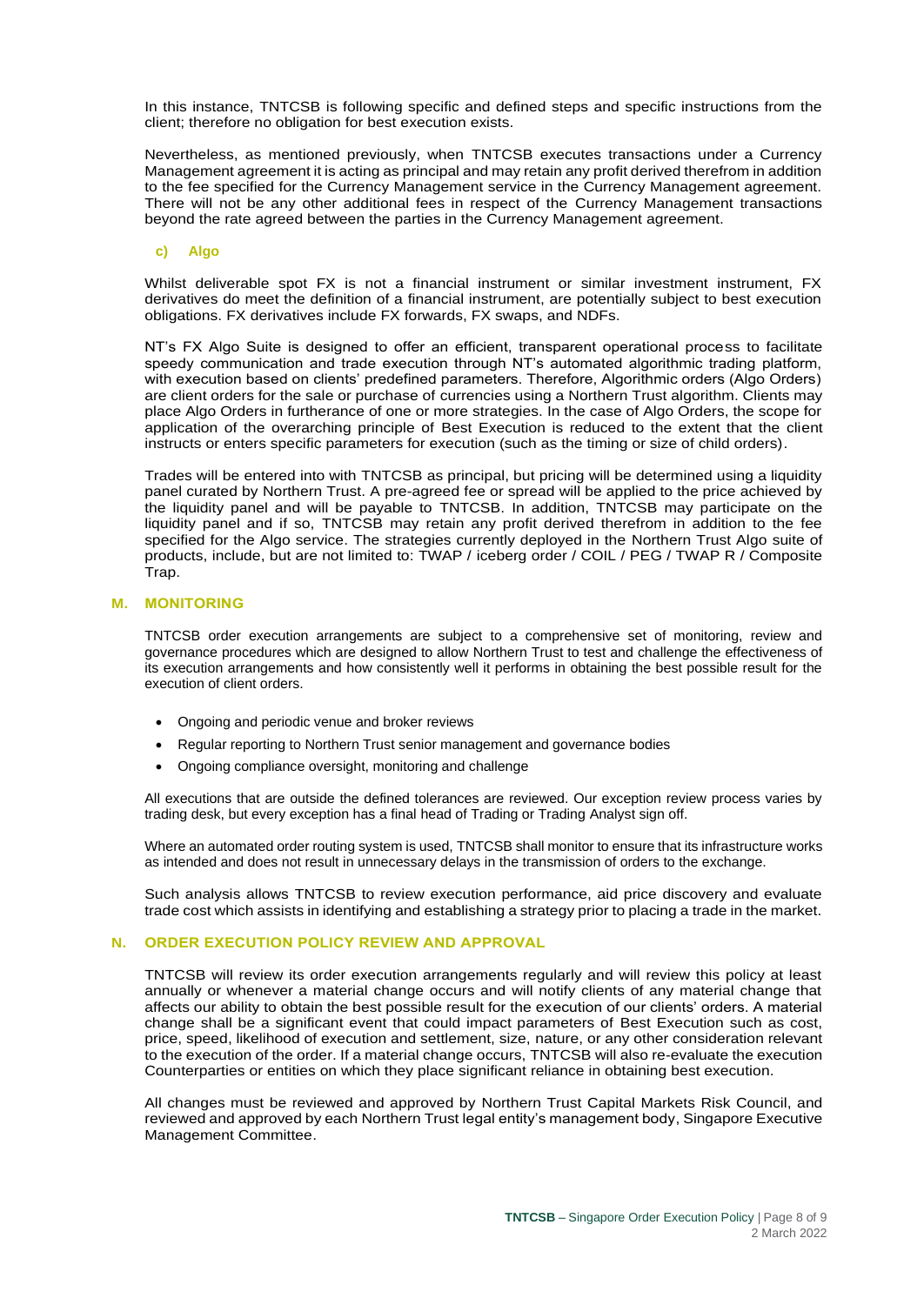In this instance, TNTCSB is following specific and defined steps and specific instructions from the client; therefore no obligation for best execution exists.

Nevertheless, as mentioned previously, when TNTCSB executes transactions under a Currency Management agreement it is acting as principal and may retain any profit derived therefrom in addition to the fee specified for the Currency Management service in the Currency Management agreement. There will not be any other additional fees in respect of the Currency Management transactions beyond the rate agreed between the parties in the Currency Management agreement.

### c) Algo

Whilst deliverable spot FX is not a financial instrument or similar investment instrument, FX derivatives do meet the definition of a financial instrument, are potentially subject to best execution obligations. FX derivatives include FX forwards, FX swaps, and NDFs.

NT's FX Algo Suite is designed to offer an efficient, transparent operational process to facilitate speedy communication and trade execution through NT's automated algorithmic trading platform, with execution based on clients' predefined parameters. Therefore, Algorithmic orders (Algo Orders) are client orders for the sale or purchase of currencies using a Northern Trust algorithm. Clients may place Algo Orders in furtherance of one or more strategies. In the case of Algo Orders, the scope for application of the overarching principle of Best Execution is reduced to the extent that the client instructs or enters specific parameters for execution (such as the timing or size of child orders).

Trades will be entered into with TNTCSB as principal, but pricing will be determined using a liquidity panel curated by Northern Trust. A pre-agreed fee or spread will be applied to the price achieved by the liquidity panel and will be payable to TNTCSB. In addition, TNTCSB may participate on the liquidity panel and if so, TNTCSB may retain any profit derived therefrom in addition to the fee specified for the Algo service. The strategies currently deployed in the Northern Trust Algo suite of products, include, but are not limited to: TWAP / iceberg order / COIL / PEG / TWAP R / Composite Trap.

## M. MONITORING

TNTCSB order execution arrangements are subject to a comprehensive set of monitoring, review and governance procedures which are designed to allow Northern Trust to test and challenge the effectiveness of its execution arrangements and how consistently well it performs in obtaining the best possible result for the execution of client orders.

- Ongoing and periodic venue and broker reviews
- Regular reporting to Northern Trust senior management and governance bodies
- Ongoing compliance oversight, monitoring and challenge

All executions that are outside the defined tolerances are reviewed. Our exception review process varies by trading desk, but every exception has a final head of Trading or Trading Analyst sign off.

Where an automated order routing system is used, TNTCSB shall monitor to ensure that its infrastructure works as intended and does not result in unnecessary delays in the transmission of orders to the exchange.

Such analysis allows TNTCSB to review execution performance, aid price discovery and evaluate trade cost which assists in identifying and establishing a strategy prior to placing a trade in the market.

## N. ORDER EXECUTION POLICY REVIEW AND APPROVAL

TNTCSB will review its order execution arrangements regularly and will review this policy at least annually or whenever a material change occurs and will notify clients of any material change that affects our ability to obtain the best possible result for the execution of our clients' orders. A material change shall be a significant event that could impact parameters of Best Execution such as cost, price, speed, likelihood of execution and settlement, size, nature, or any other consideration relevant to the execution of the order. If a material change occurs, TNTCSB will also re-evaluate the execution Counterparties or entities on which they place significant reliance in obtaining best execution.

All changes must be reviewed and approved by Northern Trust Capital Markets Risk Council, and reviewed and approved by each Northern Trust legal entity's management body, Singapore Executive Management Committee.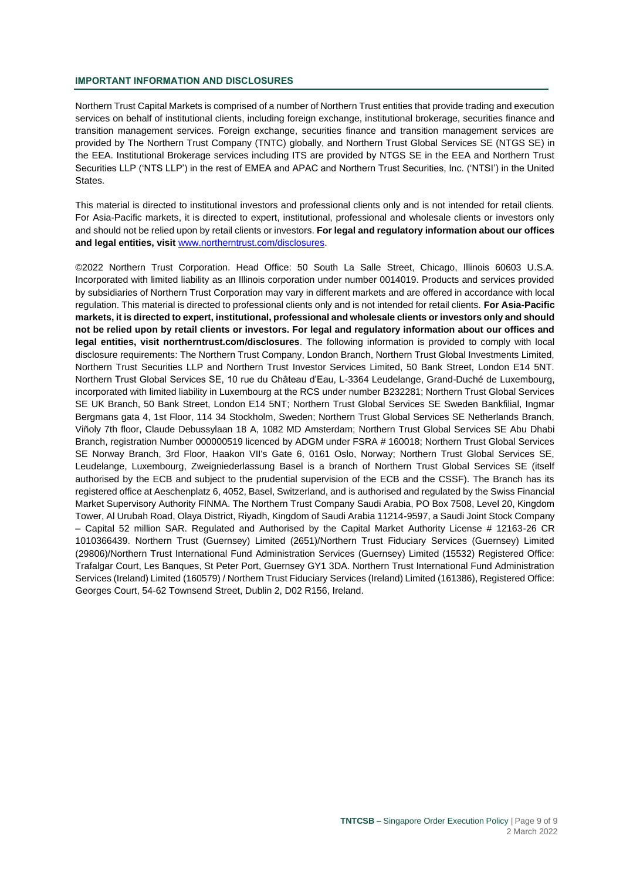## IMPORTANT INFORMATION AND DISCLOSURES

Northern Trust Capital Markets is comprised of a number of Northern Trust entities that provide trading and execution services on behalf of institutional clients, including foreign exchange, institutional brokerage, securities finance and transition management services. Foreign exchange, securities finance and transition management services are provided by The Northern Trust Company (TNTC) globally, and Northern Trust Global Services SE (NTGS SE) in the EEA. Institutional Brokerage services including ITS are provided by NTGS SE in the EEA and Northern Trust Securities LLP ('NTS LLP') in the rest of EMEA and APAC and Northern Trust Securities, Inc. ('NTSI') in the United States.

This material is directed to institutional investors and professional clients only and is not intended for retail clients. For Asia-Pacific markets, it is directed to expert, institutional, professional and wholesale clients or investors only and should not be relied upon by retail clients or investors. **For legal and regulatory information about our offices and legal entities, visit** www.northerntrust.com/disclosures.

©2022 Northern Trust Corporation. Head Office: 50 South La Salle Street, Chicago, Illinois 60603 U.S.A. Incorporated with limited liability as an Illinois corporation under number 0014019. Products and services provided by subsidiaries of Northern Trust Corporation may vary in different markets and are offered in accordance with local regulation. This material is directed to professional clients only and is not intended for retail clients. **For Asia-Pacific markets, it is directed to expert, institutional, professional and wholesale clients or investors only and should not be relied upon by retail clients or investors. For legal and regulatory information about our offices and legal entities, visit northerntrust.com/disclosures**. The following information is provided to comply with local disclosure requirements: The Northern Trust Company, London Branch, Northern Trust Global Investments Limited, Northern Trust Securities LLP and Northern Trust Investor Services Limited, 50 Bank Street, London E14 5NT. Northern Trust Global Services SE, 10 rue du Château d'Eau, L-3364 Leudelange, Grand-Duché de Luxembourg, incorporated with limited liability in Luxembourg at the RCS under number B232281; Northern Trust Global Services SE UK Branch, 50 Bank Street, London E14 5NT; Northern Trust Global Services SE Sweden Bankfilial, Ingmar Bergmans gata 4, 1st Floor, 114 34 Stockholm, Sweden; Northern Trust Global Services SE Netherlands Branch, Viñoly 7th floor, Claude Debussylaan 18 A, 1082 MD Amsterdam; Northern Trust Global Services SE Abu Dhabi Branch, registration Number 000000519 licenced by ADGM under FSRA # 160018; Northern Trust Global Services SE Norway Branch, 3rd Floor, Haakon VII's Gate 6, 0161 Oslo, Norway; Northern Trust Global Services SE, Leudelange, Luxembourg, Zweigniederlassung Basel is a branch of Northern Trust Global Services SE (itself authorised by the ECB and subject to the prudential supervision of the ECB and the CSSF). The Branch has its registered office at Aeschenplatz 6, 4052, Basel, Switzerland, and is authorised and regulated by the Swiss Financial Market Supervisory Authority FINMA. The Northern Trust Company Saudi Arabia, PO Box 7508, Level 20, Kingdom Tower, Al Urubah Road, Olaya District, Riyadh, Kingdom of Saudi Arabia 11214-9597, a Saudi Joint Stock Company – Capital 52 million SAR. Regulated and Authorised by the Capital Market Authority License # 12163-26 CR 1010366439. Northern Trust (Guernsey) Limited (2651)/Northern Trust Fiduciary Services (Guernsey) Limited (29806)/Northern Trust International Fund Administration Services (Guernsey) Limited (15532) Registered Office: Trafalgar Court, Les Banques, St Peter Port, Guernsey GY1 3DA. Northern Trust International Fund Administration Services (Ireland) Limited (160579) / Northern Trust Fiduciary Services (Ireland) Limited (161386), Registered Office: Georges Court, 54-62 Townsend Street, Dublin 2, D02 R156, Ireland.